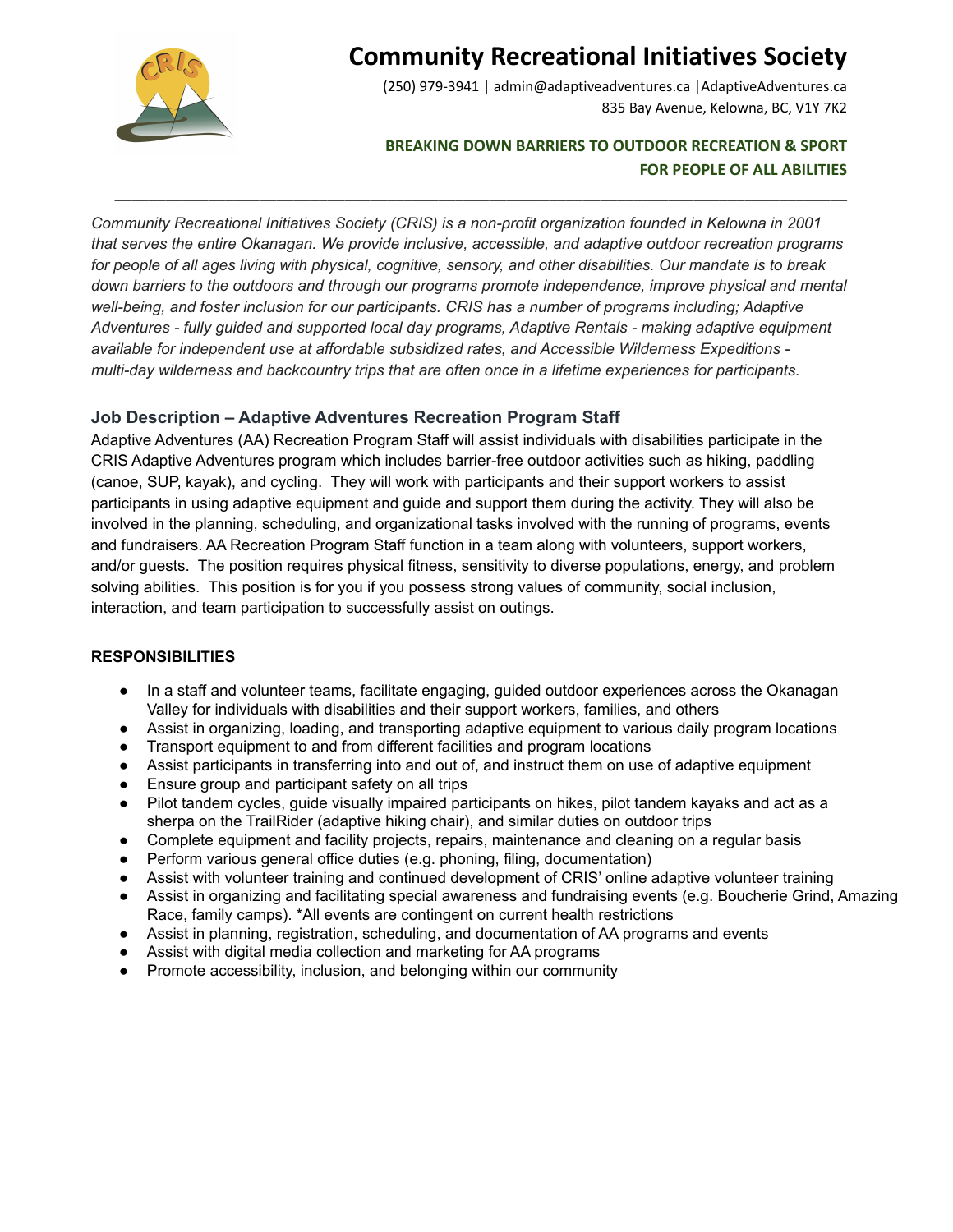# Community Recreational Initiatives Society

(250) 979-3941 | admin@adaptiveadventures.ca | AdaptiveAdventures.ca
835 Bay Avenue, Kelowna, BC, V1Y 7K2

**BREAKING DOWN BARRIERS TO OUTDOOR RECREATION & SPORT FOR PEOPLE OF ALL ABILITIES**

---

*Community Recreational Initiatives Society (CRIS) is a non-profit organization founded in Kelowna in 2001 that serves the entire Okanagan. We provide inclusive, accessible, and adaptive outdoor recreation programs for people of all ages living with physical, cognitive, sensory, and other disabilities. Our mandate is to break down barriers to the outdoors and through our programs promote independence, improve physical and mental well-being, and foster inclusion for our participants. CRIS has a number of programs including; Adaptive Adventures - fully guided and supported local day programs, Adaptive Rentals - making adaptive equipment available for independent use at affordable subsidized rates, and Accessible Wilderness Expeditions - multi-day wilderness and backcountry trips that are often once in a lifetime experiences for participants.*

## Job Description – Adaptive Adventures Recreation Program Staff

Adaptive Adventures (AA) Recreation Program Staff will assist individuals with disabilities participate in the CRIS Adaptive Adventures program which includes barrier-free outdoor activities such as hiking, paddling (canoe, SUP, kayak), and cycling. They will work with participants and their support workers to assist participants in using adaptive equipment and guide and support them during the activity. They will also be involved in the planning, scheduling, and organizational tasks involved with the running of programs, events and fundraisers. AA Recreation Program Staff function in a team along with volunteers, support workers, and/or guests. The position requires physical fitness, sensitivity to diverse populations, energy, and problem solving abilities. This position is for you if you possess strong values of community, social inclusion, interaction, and team participation to successfully assist on outings.

**RESPONSIBILITIES**

- In a staff and volunteer teams, facilitate engaging, guided outdoor experiences across the Okanagan Valley for individuals with disabilities and their support workers, families, and others
- Assist in organizing, loading, and transporting adaptive equipment to various daily program locations
- Transport equipment to and from different facilities and program locations
- Assist participants in transferring into and out of, and instruct them on use of adaptive equipment
- Ensure group and participant safety on all trips
- Pilot tandem cycles, guide visually impaired participants on hikes, pilot tandem kayaks and act as a sherpa on the TrailRider (adaptive hiking chair), and similar duties on outdoor trips
- Complete equipment and facility projects, repairs, maintenance and cleaning on a regular basis
- Perform various general office duties (e.g. phoning, filing, documentation)
- Assist with volunteer training and continued development of CRIS' online adaptive volunteer training
- Assist in organizing and facilitating special awareness and fundraising events (e.g. Boucherie Grind, Amazing Race, family camps). *All events are contingent on current health restrictions
- Assist in planning, registration, scheduling, and documentation of AA programs and events
- Assist with digital media collection and marketing for AA programs
- Promote accessibility, inclusion, and belonging within our community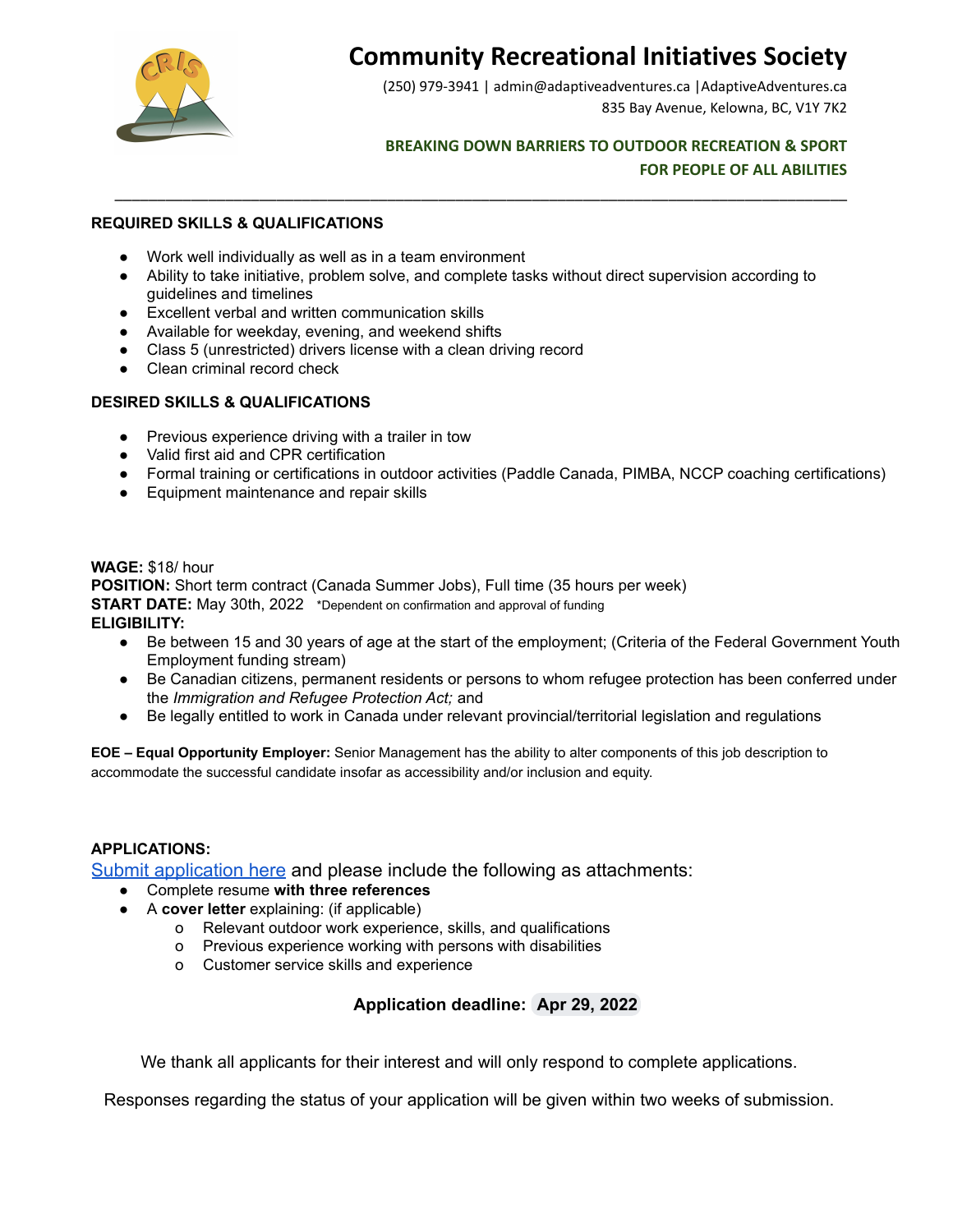# Community Recreational Initiatives Society

(250) 979-3941 | admin@adaptiveadventures.ca |AdaptiveAdventures.ca
835 Bay Avenue, Kelowna, BC, V1Y 7K2

**BREAKING DOWN BARRIERS TO OUTDOOR RECREATION & SPORT FOR PEOPLE OF ALL ABILITIES**

---

**REQUIRED SKILLS & QUALIFICATIONS**

- Work well individually as well as in a team environment
- Ability to take initiative, problem solve, and complete tasks without direct supervision according to guidelines and timelines
- Excellent verbal and written communication skills
- Available for weekday, evening, and weekend shifts
- Class 5 (unrestricted) drivers license with a clean driving record
- Clean criminal record check

**DESIRED SKILLS & QUALIFICATIONS**

- Previous experience driving with a trailer in tow
- Valid first aid and CPR certification
- Formal training or certifications in outdoor activities (Paddle Canada, PIMBA, NCCP coaching certifications)
- Equipment maintenance and repair skills

**WAGE:** $18/ hour
**POSITION:** Short term contract (Canada Summer Jobs), Full time (35 hours per week)
**START DATE:** May 30th, 2022 *Dependent on confirmation and approval of funding
**ELIGIBILITY:**

- Be between 15 and 30 years of age at the start of the employment; (Criteria of the Federal Government Youth Employment funding stream)
- Be Canadian citizens, permanent residents or persons to whom refugee protection has been conferred under the *Immigration and Refugee Protection Act;* and
- Be legally entitled to work in Canada under relevant provincial/territorial legislation and regulations

**EOE – Equal Opportunity Employer:** Senior Management has the ability to alter components of this job description to accommodate the successful candidate insofar as accessibility and/or inclusion and equity.

**APPLICATIONS:**

Submit application here and please include the following as attachments:

- Complete resume **with three references**
- A **cover letter** explaining: (if applicable)
  - Relevant outdoor work experience, skills, and qualifications
  - Previous experience working with persons with disabilities
  - Customer service skills and experience

**Application deadline: Apr 29, 2022**

We thank all applicants for their interest and will only respond to complete applications.

Responses regarding the status of your application will be given within two weeks of submission.